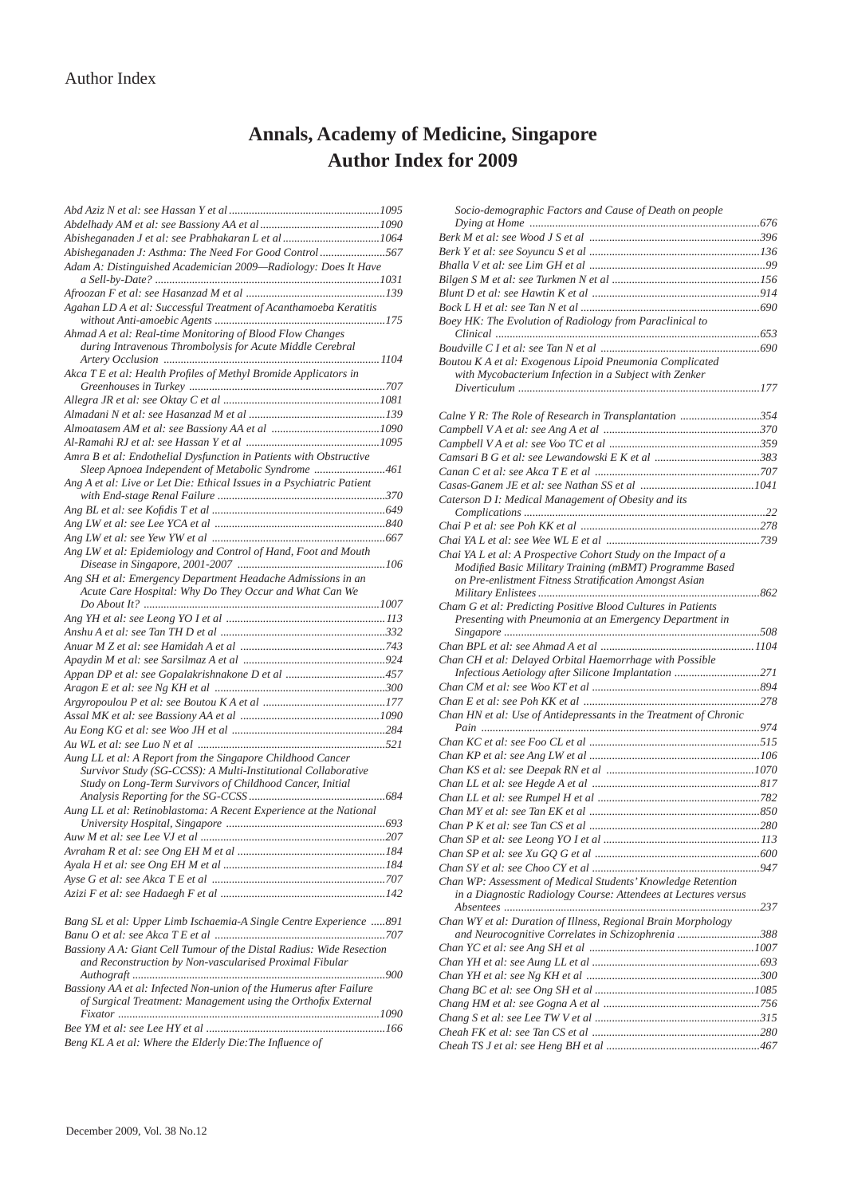# Annals, Academy of Medicine, Singapore
# Author Index for 2009

*Abd Aziz N et al: see Hassan Y et al* ....................................................1095
*Abdelhady AM et al: see Bassiony AA et al*..........................................1090
*Abisheganaden J et al: see Prabhakaran L et al* ..................................1064
*Abisheganaden J: Asthma: The Need For Good Control*.......................567
*Adam A: Distinguished Academician 2009—Radiology: Does It Have a Sell-by-Date?* ..............................................................................1031
*Afroozan F et al: see Hasanzad M et al* ................................................139
*Agahan LD A et al: Successful Treatment of Acanthamoeba Keratitis without Anti-amoebic Agents* ...........................................................175
*Ahmad A et al: Real-time Monitoring of Blood Flow Changes during Intravenous Thrombolysis for Acute Middle Cerebral Artery Occlusion* ...........................................................................1104
*Akca T E et al: Health Profiles of Methyl Bromide Applicators in Greenhouses in Turkey* ....................................................................707
*Allegra JR et al: see Oktay C et al* .......................................................1081
*Almadani N et al: see Hasanzad M et al* ...............................................139
*Almoatasem AM et al: see Bassiony AA et al* .....................................1090
*Al-Ramahi RJ et al: see Hassan Y et al* ..............................................1095
*Amra B et al: Endothelial Dysfunction in Patients with Obstructive Sleep Apnoea Independent of Metabolic Syndrome* .........................461
*Ang A et al: Live or Let Die: Ethical Issues in a Psychiatric Patient with End-stage Renal Failure* ...........................................................370
*Ang BL et al: see Kofidis T et al* ............................................................649
*Ang LW et al: see Lee YCA et al* ...........................................................840
*Ang LW et al: see Yew YW et al* ............................................................667
*Ang LW et al: Epidemiology and Control of Hand, Foot and Mouth Disease in Singapore, 2001-2007* ...................................................106
*Ang SH et al: Emergency Department Headache Admissions in an Acute Care Hospital: Why Do They Occur and What Can We Do About It?* ....................................................................................1007
*Ang YH et al: see Leong YO I et al* ....................................................... 113
*Anshu A et al: see Tan TH D et al* .........................................................332
*Anuar M Z et al: see Hamidah A et al* ..................................................743
*Apaydin M et al: see Sarsilmaz A et al* .................................................924
*Appan DP et al: see Gopalakrishnakone D et al* ...................................457
*Aragon E et al: see Ng KH et al* ............................................................300
*Argyropoulou P et al: see Boutou K A et al* ..........................................177
*Assal MK et al: see Bassiony AA et al* ................................................1090
*Au Eong KG et al: see Woo JH et al* .....................................................284
*Au WL et al: see Luo N et al* .................................................................521
*Aung LL et al: A Report from the Singapore Childhood Cancer Survivor Study (SG-CCSS): A Multi-Institutional Collaborative Study on Long-Term Survivors of Childhood Cancer, Initial Analysis Reporting for the SG-CCSS*...............................................684
*Aung LL et al: Retinoblastoma: A Recent Experience at the National University Hospital, Singapore* .......................................................693
*Auw M et al: see Lee VJ et al* ................................................................207
*Avraham R et al: see Ong EH M et al* ...................................................184
*Ayala H et al: see Ong EH M et al* .........................................................184
*Ayse G et al: see Akca T E et al* ............................................................707
*Azizi F et al: see Hadaegh F et al* .........................................................142

*Bang SL et al: Upper Limb Ischaemia-A Single Centre Experience* .....891
*Banu O et al: see Akca T E et al* ...........................................................707
*Bassiony A A: Giant Cell Tumour of the Distal Radius: Wide Resection and Reconstruction by Non-vascularised Proximal Fibular Authograft* .........................................................................................900
*Bassiony AA et al: Infected Non-union of the Humerus after Failure of Surgical Treatment: Management using the Orthofix External Fixator* ............................................................................................1090
*Bee YM et al: see Lee HY et al* ..............................................................166
*Beng KL A et al: Where the Elderly Die:The Influence of Socio-demographic Factors and Cause of Death on people Dying at Home* ................................................................................676
*Berk M et al: see Wood J S et al* ...........................................................396
*Berk Y et al: see Soyuncu S et al* ...........................................................136
*Bhalla V et al: see Lim GH et al* .............................................................99
*Bilgen S M et al: see Turkmen N et al* ...................................................156
*Blunt D et al: see Hawtin K et al* ...........................................................914
*Bock L H et al: see Tan N et al* ..............................................................690
*Boey HK: The Evolution of Radiology from Paraclinical to Clinical* ............................................................................................653
*Boudville C I et al: see Tan N et al* .......................................................690
*Boutou K A et al: Exogenous Lipoid Pneumonia Complicated with Mycobacterium Infection in a Subject with Zenker Diverticulum* ....................................................................................177

*Calne Y R: The Role of Research in Transplantation* ............................354
*Campbell V A et al: see Ang A et al* ......................................................370
*Campbell V A et al: see Voo TC et al* ....................................................359
*Camsari B G et al: see Lewandowski E K et al* .....................................383
*Canan C et al: see Akca T E et al* ..........................................................707
*Casas-Ganem JE et al: see Nathan SS et al* ........................................1041
*Caterson D I: Medical Management of Obesity and its Complications* ....................................................................................22
*Chai P et al: see Poh KK et al* ..............................................................278
*Chai YA L et al: see Wee WL E et al* .....................................................739
*Chai YA L et al: A Prospective Cohort Study on the Impact of a Modified Basic Military Training (mBMT) Programme Based on Pre-enlistment Fitness Stratification Amongst Asian Military Enlistees*.............................................................................862
*Cham G et al: Predicting Positive Blood Cultures in Patients Presenting with Pneumonia at an Emergency Department in Singapore* .........................................................................................508
*Chan BPL et al: see Ahmad A et al* .....................................................1104
*Chan CH et al: Delayed Orbital Haemorrhage with Possible Infectious Aetiology after Silicone Implantation* ..............................271
*Chan CM et al: see Woo KT et al* ..........................................................894
*Chan E et al: see Poh KK et al* .............................................................278
*Chan HN et al: Use of Antidepressants in the Treatment of Chronic Pain* .................................................................................................974
*Chan KC et al: see Foo CL et al* ...........................................................515
*Chan KP et al: see Ang LW et al* ...........................................................106
*Chan KS et al: see Deepak RN et al* ...................................................1070
*Chan LL et al: see Hegde A et al* ..........................................................817
*Chan LL et al: see Rumpel H et al* ........................................................782
*Chan MY et al: see Tan EK et al* ...........................................................850
*Chan P K et al: see Tan CS et al* ...........................................................280
*Chan SP et al: see Leong YO I et al* ...................................................... 113
*Chan SP et al: see Xu GQ G et al* .........................................................600
*Chan SY et al: see Choo CY et al* ..........................................................947
*Chan WP: Assessment of Medical Students' Knowledge Retention in a Diagnostic Radiology Course: Attendees at Lectures versus Absentees* .........................................................................................237
*Chan WY et al: Duration of Illness, Regional Brain Morphology and Neurocognitive Correlates in Schizophrenia* .............................388
*Chan YC et al: see Ang SH et al* .........................................................1007
*Chan YH et al: see Aung LL et al* ..........................................................693
*Chan YH et al: see Ng KH et al* ............................................................300
*Chang BC et al: see Ong SH et al* .......................................................1085
*Chang HM et al: see Gogna A et al* ......................................................756
*Chang S et al: see Lee TW V et al* .........................................................315
*Cheah FK et al: see Tan CS et al* ..........................................................280
*Cheah TS J et al: see Heng BH et al* .....................................................467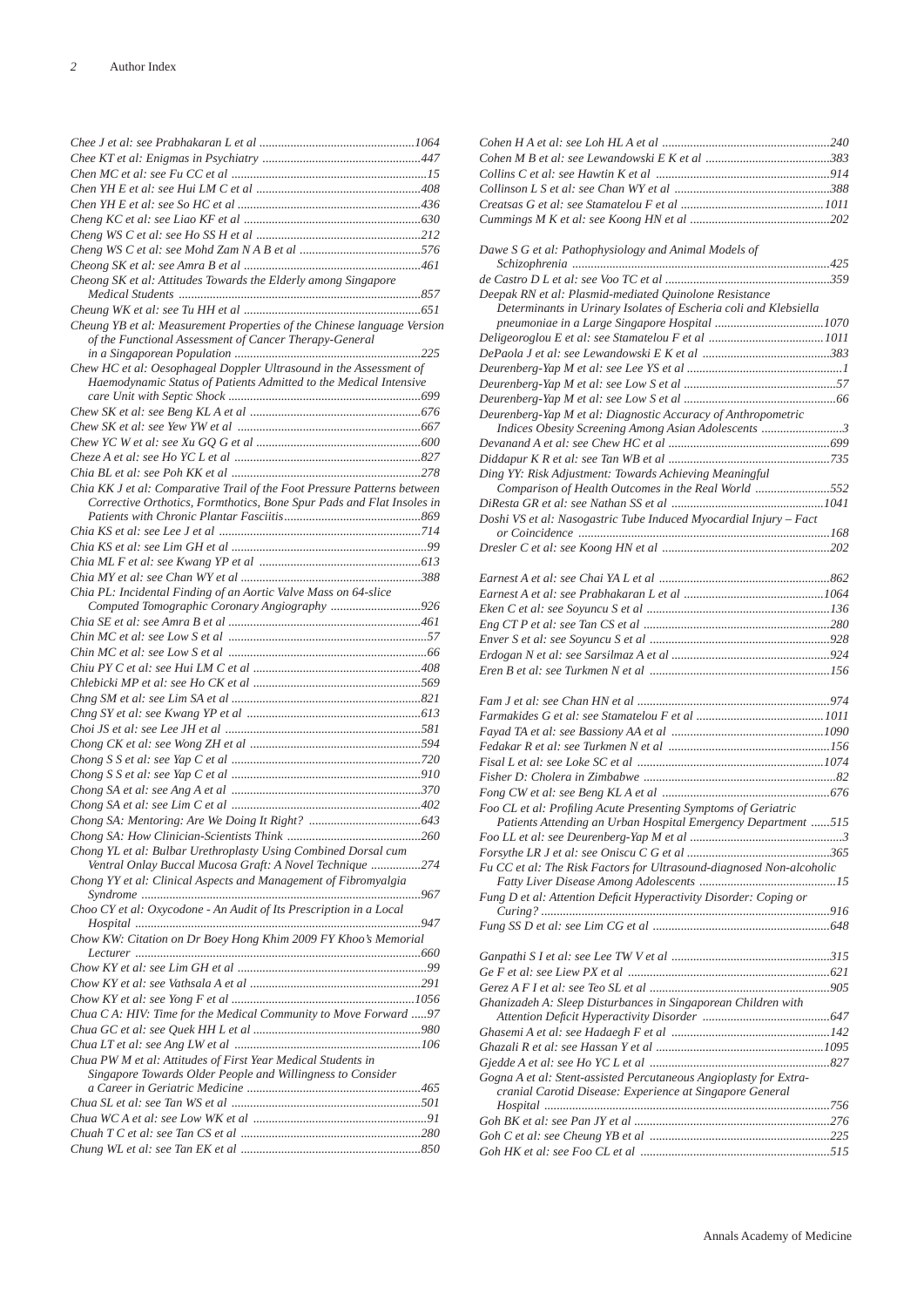*Chee J et al: see Prabhakaran L et al* ........................................1064
*Chee KT et al: Enigmas in Psychiatry* ........................................447
*Chen MC et al: see Fu CC et al* ........................................15
*Chen YH E et al: see Hui LM C et al* ........................................408
*Chen YH E et al: see So HC et al* ........................................436
*Cheng KC et al: see Liao KF et al* ........................................630
*Cheng WS C et al: see Ho SS H et al* ........................................212
*Cheng WS C et al: see Mohd Zam N A B et al* ........................................576
*Cheong SK et al: see Amra B et al* ........................................461
*Cheong SK et al: Attitudes Towards the Elderly among Singapore Medical Students* ........................................857
*Cheung WK et al: see Tu HH et al* ........................................651
*Cheung YB et al: Measurement Properties of the Chinese language Version of the Functional Assessment of Cancer Therapy-General in a Singaporean Population* ........................................225
*Chew HC et al: Oesophageal Doppler Ultrasound in the Assessment of Haemodynamic Status of Patients Admitted to the Medical Intensive Care Unit with Septic Shock* ........................................699
*Chew SK et al: see Beng KL A et al* ........................................676
*Chew SK et al: see Yew YW et al* ........................................667
*Chew YC W et al: see Xu GQ G et al* ........................................600
*Cheze A et al: see Ho YC L et al* ........................................827
*Chia BL et al: see Poh KK et al* ........................................278
*Chia KK J et al: Comparative Trail of the Foot Pressure Patterns between Corrective Orthotics, Formthotics, Bone Spur Pads and Flat Insoles in Patients with Chronic Plantar Fasciitis* ........................................869
*Chia KS et al: see Lee J et al* ........................................714
*Chia KS et al: see Lim GH et al* ........................................99
*Chia ML F et al: see Kwang YP et al* ........................................613
*Chia MY et al: see Chan WY et al* ........................................388
*Chia PL: Incidental Finding of an Aortic Valve Mass on 64-slice Computed Tomographic Coronary Angiography* ........................................926
*Chia SE et al: see Amra B et al* ........................................461
*Chin MC et al: see Low S et al* ........................................57
*Chin MC et al: see Low S et al* ........................................66
*Chiu PY C et al: see Hui LM C et al* ........................................408
*Chlebicki MP et al: see Ho CK et al* ........................................569
*Chng SM et al: see Lim SA et al* ........................................821
*Chng SY et al: see Kwang YP et al* ........................................613
*Choi JS et al: see Lee JH et al* ........................................581
*Chong CK et al: see Wong ZH et al* ........................................594
*Chong S S et al: see Yap C et al* ........................................720
*Chong S S et al: see Yap C et al* ........................................910
*Chong SA et al: see Ang A et al* ........................................370
*Chong SA et al: see Lim C et al* ........................................402
*Chong SA: Mentoring: Are We Doing It Right?* ........................................643
*Chong SA: How Clinician-Scientists Think* ........................................260
*Chong YL et al: Bulbar Urethroplasty Using Combined Dorsal cum Ventral Onlay Buccal Mucosa Graft: A Novel Technique* ........................................274
*Chong YY et al: Clinical Aspects and Management of Fibromyalgia Syndrome* ........................................967
*Choo CY et al: Oxycodone - An Audit of Its Prescription in a Local Hospital* ........................................947
*Chow KW: Citation on Dr Boey Hong Khim 2009 FY Khoo's Memorial Lecturer* ........................................660
*Chow KY et al: see Lim GH et al* ........................................99
*Chow KY et al: see Vathsala A et al* ........................................291
*Chow KY et al: see Yong F et al* ........................................1056
*Chua C A: HIV: Time for the Medical Community to Move Forward* .....97
*Chua GC et al: see Quek HH L et al* ........................................980
*Chua LT et al: see Ang LW et al* ........................................106
*Chua PW M et al: Attitudes of First Year Medical Students in Singapore Towards Older People and Willingness to Consider a Career in Geriatric Medicine* ........................................465
*Chua SL et al: see Tan WS et al* ........................................501
*Chua WC A et al: see Low WK et al* ........................................91
*Chuah T C et al: see Tan CS et al* ........................................280
*Chung WL et al: see Tan EK et al* ........................................850

*Cohen H A et al: see Loh HL A et al* ........................................240
*Cohen M B et al: see Lewandowski E K et al* ........................................383
*Collins C et al: see Hawtin K et al* ........................................914
*Collinson L S et al: see Chan WY et al* ........................................388
*Creatsas G et al: see Stamatelou F et al* ........................................1011
*Cummings M K et al: see Koong HN et al* ........................................202

*Dawe S G et al: Pathophysiology and Animal Models of Schizophrenia* ........................................425
*de Castro D L et al: see Voo TC et al* ........................................359
*Deepak RN et al: Plasmid-mediated Quinolone Resistance Determinants in Urinary Isolates of Escheria coli and Klebsiella pneumoniae in a Large Singapore Hospital* ........................................1070
*Deligeoroglou E et al: see Stamatelou F et al* ........................................1011
*DePaola J et al: see Lewandowski E K et al* ........................................383
*Deurenberg-Yap M et al: see Lee YS et al* ........................................1
*Deurenberg-Yap M et al: see Low S et al* ........................................57
*Deurenberg-Yap M et al: see Low S et al* ........................................66
*Deurenberg-Yap M et al: Diagnostic Accuracy of Anthropometric Indices Obesity Screening Among Asian Adolescents* ........................................3
*Devanand A et al: see Chew HC et al* ........................................699
*Diddapur K R et al: see Tan WB et al* ........................................735
*Ding YY: Risk Adjustment: Towards Achieving Meaningful Comparison of Health Outcomes in the Real World* ........................................552
*DiResta GR et al: see Nathan SS et al* ........................................1041
*Doshi VS et al: Nasogastric Tube Induced Myocardial Injury – Fact or Coincidence* ........................................168
*Dresler C et al: see Koong HN et al* ........................................202

*Earnest A et al: see Chai YA L et al* ........................................862
*Earnest A et al: see Prabhakaran L et al* ........................................1064
*Eken C et al: see Soyuncu S et al* ........................................136
*Eng CT P et al: see Tan CS et al* ........................................280
*Enver S et al: see Soyuncu S et al* ........................................928
*Erdogan N et al: see Sarsilmaz A et al* ........................................924
*Eren B et al: see Turkmen N et al* ........................................156

*Fam J et al: see Chan HN et al* ........................................974
*Farmakides G et al: see Stamatelou F et al* ........................................1011
*Fayad TA et al: see Bassiony AA et al* ........................................1090
*Fedakar R et al: see Turkmen N et al* ........................................156
*Fisal L et al: see Loke SC et al* ........................................1074
*Fisher D: Cholera in Zimbabwe* ........................................82
*Fong CW et al: see Beng KL A et al* ........................................676
*Foo CL et al: Profiling Acute Presenting Symptoms of Geriatric Patients Attending an Urban Hospital Emergency Department* ......515
*Foo LL et al: see Deurenberg-Yap M et al* ........................................3
*Forsythe LR J et al: see Oniscu C G et al* ........................................365
*Fu CC et al: The Risk Factors for Ultrasound-diagnosed Non-alcoholic Fatty Liver Disease Among Adolescents* ........................................15
*Fung D et al: Attention Deficit Hyperactivity Disorder: Coping or Curing?* ........................................916
*Fung SS D et al: see Lim CG et al* ........................................648

*Ganpathi S I et al: see Lee TW V et al* ........................................315
*Ge F et al: see Liew PX et al* ........................................621
*Gerez A F I et al: see Teo SL et al* ........................................905
*Ghanizadeh A: Sleep Disturbances in Singaporean Children with Attention Deficit Hyperactivity Disorder* ........................................647
*Ghasemi A et al: see Hadaegh F et al* ........................................142
*Ghazali R et al: see Hassan Y et al* ........................................1095
*Gjedde A et al: see Ho YC L et al* ........................................827
*Gogna A et al: Stent-assisted Percutaneous Angioplasty for Extra-cranial Carotid Disease: Experience at Singapore General Hospital* ........................................756
*Goh BK et al: see Pan JY et al* ........................................276
*Goh C et al: see Cheung YB et al* ........................................225
*Goh HK et al: see Foo CL et al* ........................................515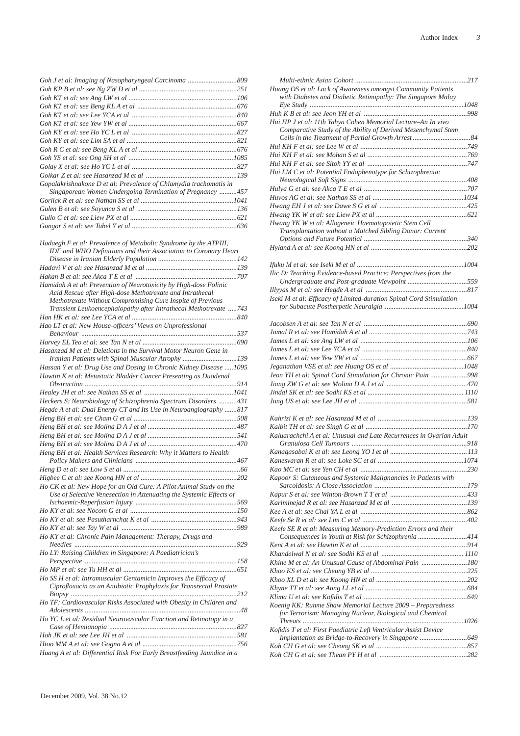*Goh J et al: Imaging of Nasopharyngeal Carcinoma* ............................809
*Goh KP B et al: see Ng ZW D et al* ........................................................251
*Goh KT et al: see Ang LW et al* .............................................................106
*Goh KT et al: see Beng KL A et al* .........................................................676
*Goh KT et al: see Lee YCA et al* ............................................................840
*Goh KT et al: see Yew YW et al* .............................................................667
*Goh KY et al: see Ho YC L et al* ............................................................827
*Goh KY et al: see Lim SA et al* ..............................................................821
*Goh R C et al: see Beng KL A et al* ........................................................676
*Goh YS et al: see Ong SH et al* ............................................................1085
*Golay X et al: see Ho YC L et al* ............................................................827
*Golkar Z et al: see Hasanzad M et al* ....................................................139
*Gopalakrishnakone D et al: Prevalence of Chlamydia trachomatis in Singaporean Women Undergoing Termination of Pregnancy* ..........457
*Gorlick R et al: see Nathan SS et al* .....................................................1041
*Gulen B et al: see Soyuncu S et al* .........................................................136
*Gullo C et al: see Liew PX et al* .............................................................621
*Gungor S et al: see Tabel Y et al* ............................................................636

*Hadaegh F et al: Prevalence of Metabolic Syndrome by the ATPIII, IDF and WHO Definitions and their Association to Coronary Heart Disease in Iranian Elderly Population* .............................................142
*Hadavi V et al: see Hasanzad M et al* ....................................................139
*Hakan B et al: see Akca T E et al* ..........................................................707
*Hamidah A et al: Prevention of Neurotoxicity by High-dose Folinic Acid Rescue after High-dose Methotrexate and Intrathecal Methotrexate Without Compromising Cure Inspite of Previous Transient Leukoencephalopathy after Intrathecal Methotrexate* .....743
*Han HK et al: see Lee YCA et al* ............................................................840
*Hao LT et al: New House-officers' Views on Unprofessional Behaviour* ..........................................................................................537
*Harvey EL Teo et al: see Tan N et al* ......................................................690
*Hasanzad M et al: Deletions in the Survival Motor Neuron Gene in Iranian Patients with Spinal Muscular Atrophy* ..............................139
*Hassan Y et al: Drug Use and Dosing in Chronic Kidney Disease* .....1095
*Hawtin K et al: Metastatic Bladder Cancer Presenting as Duodenal Obstruction* .......................................................................................914
*Healey JH et al: see Nathan SS et al* ...................................................1041
*Heckers S: Neurobiology of Schizophrenia Spectrum Disorders* ..........431
*Hegde A et al: Dual Energy CT and Its Use in Neuroangiography* .......817
*Heng BH et al: see Cham G et al* ...........................................................508
*Heng BH et al: see Molina D A J et al* ...................................................487
*Heng BH et al: see Molina D A J et al* ...................................................541
*Heng BH et al: see Molina D A J et al* ...................................................470
*Heng BH et al: Health Services Research: Why it Matters to Health Policy Makers and Clinicians* ..........................................................467
*Heng D et al: see Low S et al* ....................................................................66
*Higbee C et al: see Koong HN et al* .......................................................202
*Ho CK et al: New Hope for an Old Cure: A Pilot Animal Study on the Use of Selective Venesection in Attenuating the Systemic Effects of Ischaemic-Reperfusion Injury* ..........................................................569
*Ho KY et al: see Nocom G et al* .............................................................150
*Ho KY et al: see Pasutharnchat K et al* .................................................943
*Ho KY et al: see Tay W et al* ..................................................................989
*Ho KY et al: Chronic Pain Management: Therapy, Drugs and Needles* .............................................................................................929
*Ho LY: Raising Children in Singapore: A Paediatrician's Perspective* ......................................................................................158
*Ho MP et al: see Tu HH et al* .................................................................651
*Ho SS H et al: Intramuscular Gentamicin Improves the Efficacy of Ciprofloxacin as an Antibiotic Prophylaxis for Transrectal Prostate Biopsy* ...............................................................................................212
*Ho TF: Cardiovascular Risks Associated with Obesity in Children and Adolescents* .........................................................................................48
*Ho YC L et al: Residual Neurovascular Function and Retinotopy in a Case of Hemianopia* .........................................................................827
*Hoh JK et al: see Lee JH et al* ................................................................581
*Htoo MM A et al: see Gogna A et al* ......................................................756
*Huang A et al: Differential Risk For Early Breastfeeding Jaundice in a Multi-ethnic Asian Cohort* ................................................................217
*Huang OS et al: Lack of Awareness amongst Community Patients with Diabetes and Diabetic Retinopathy: The Singapore Malay Eye Study* .........................................................................................1048
*Huh K B et al: see Jeon YH et al* ...........................................................998
*Hui HP J et al: 11th Yahya Cohen Memorial Lecture–An In vivo Comparative Study of the Ability of Derived Mesenchymal Stem Cells in the Treatment of Partial Growth Arrest* .................................84
*Hui KH F et al: see Lee W et al* .............................................................749
*Hui KH F et al: see Mohan S et al* .........................................................769
*Hui KH F et al: see Sitoh YY et al* .........................................................747
*Hui LM C et al: Potential Endophenotype for Schizophrenia: Neurological Soft Signs* ....................................................................408
*Hulya G et al: see Akca T E et al* ...........................................................707
*Huvos AG et al: see Nathan SS et al* ....................................................1034
*Hwang EH J et al: see Dawe S G et al* ..................................................425
*Hwang YK W et al: see Liew PX et al* ....................................................621
*Hwang YK W et al: Allogeneic Haematopoietic Stem Cell Transplantation without a Matched Sibling Donor: Current Options and Future Potential* ..........................................................340
*Hyland A et al: see Koong HN et al* .......................................................202

*Ifuku M et al: see Iseki M et al* ............................................................1004
*Ilic D: Teaching Evidence-based Practice: Perspectives from the Undergraduate and Post-graduate Viewpoint* ..................................559
*Illyyas M et al: see Hegde A et al* ..........................................................817
*Iseki M et al: Efficacy of Limited-duration Spinal Cord Stimulation for Subacute Postherpetic Neuralgia* .............................................1004

*Jacobsen A et al: see Tan N et al* ..........................................................690
*Jamal R et al: see Hamidah A et al* ........................................................743
*James L et al: see Ang LW et al* .............................................................106
*James L et al: see Lee YCA et al* ............................................................840
*James L et al: see Yew YW et al* ............................................................667
*Jeganathan VSE et al: see Huang OS et al* ..........................................1048
*Jeon YH et al: Spinal Cord Stimulation for Chronic Pain* .....................998
*Jiang ZW G et al: see Molina D A J et al* ..............................................470
*Jindal SK et al: see Sodhi KS et al* ...................................................... 1110
*Jung US et al: see Lee JH et al* ..............................................................581

*Kahrizi K et al: see Hasanzad M et al* ...................................................139
*Kalbit TH et al: see Singh G et al* ..........................................................170
*Kaluarachchi A et al: Unusual and Late Recurrences in Ovarian Adult Granulosa Cell Tumours* ..................................................................918
*Kanagasabai K et al: see Leong YO I et al* ............................................113
*Kanesvaran R et al: see Loke SC et al* .................................................1074
*Kao MC et al: see Yen CH et al* .............................................................230
*Kapoor S: Cutaneous and Systemic Malignancies in Patients with Sarcoidosis: A Close Association* .....................................................179
*Kapur S et al: see Winton-Brown T T et al* ............................................433
*Kariminejad R et al: see Hasanzad M et al* ...........................................139
*Kee A et al: see Chai YA L et al* .............................................................862
*Keefe Se R et al: see Lim C et al* ............................................................402
*Keefe SE R et al: Measuring Memory-Prediction Errors and their Consequences in Youth at Risk for Schizophrenia* ............................414
*Kent A et al: see Hawtin K et al* .............................................................914
*Khandelwal N et al: see Sodhi KS et al* .............................................. 1110
*Khine M et al: An Unusual Cause of Abdominal Pain* ..........................180
*Khoo KS et al: see Cheung YB et al* .......................................................225
*Khoo XL D et al: see Koong HN et al* ....................................................202
*Khyne TT et al: see Aung LL et al* ..........................................................684
*Klima U et al: see Kofidis T et al* ...........................................................649
*Koenig KK: Runme Shaw Memorial Lecture 2009 – Preparedness for Terrorism: Managing Nuclear, Biological and Chemical Threats* ..........................................................................................1026
*Kofidis T et al: First Paediatric Left Ventricular Assist Device Implantation as Bridge-to-Recovery in Singapore* ...........................649
*Koh CH G et al: see Cheong SK et al* ....................................................857
*Koh CH G et al: see Thean PY H et al* ..................................................282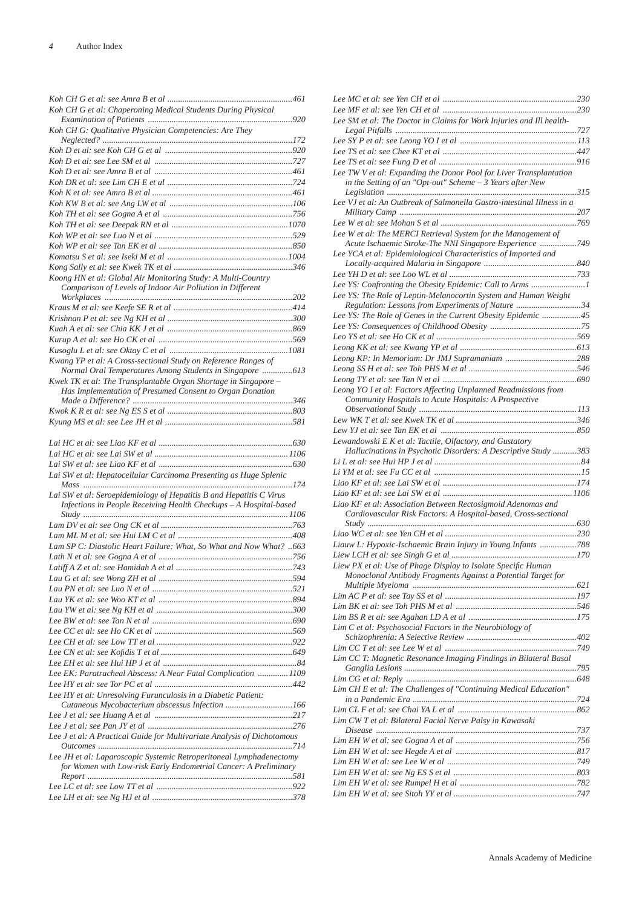*Koh CH G et al: see Amra B et al* ............................................................461
*Koh CH G et al: Chaperoning Medical Students During Physical Examination of Patients* ..................................................................920
*Koh CH G: Qualitative Physician Competencies: Are They Neglected?* .......................................................................................172
*Koh D et al: see Koh CH G et al* ..........................................................920
*Koh D et al: see Lee SM et al* ...............................................................727
*Koh D et al: see Amra B et al* ...............................................................461
*Koh DR et al: see Lim CH E et al* .........................................................724
*Koh K et al: see Amra B et al* ................................................................461
*Koh KW B et al: see Ang LW et al* ........................................................106
*Koh TH et al: see Gogna A et al* ...........................................................756
*Koh TH et al: see Deepak RN et al* .....................................................1070
*Koh WP et al: see Luo N et al* ...............................................................529
*Koh WP et al: see Tan EK et al* .............................................................850
*Komatsu S et al: see Iseki M et al* .......................................................1004
*Kong Sally et al: see Kwek TK et al* ......................................................346
*Koong HN et al: Global Air Monitoring Study: A Multi-Country Comparison of Levels of Indoor Air Pollution in Different Workplaces* .....................................................................................202
*Kraus M et al: see Keefe SE R et al* ......................................................414
*Krishnan P et al: see Ng KH et al* ..........................................................300
*Kuah A et al: see Chia KK J et al* .........................................................869
*Kurup A et al: see Ho CK et al* .............................................................569
*Kusoglu L et al: see Oktay C et al* .......................................................1081
*Kwang YP et al: A Cross-sectional Study on Reference Ranges of Normal Oral Temperatures Among Students in Singapore* ..............613
*Kwek TK et al: The Transplantable Organ Shortage in Singapore – Has Implementation of Presumed Consent to Organ Donation Made a Difference?* .........................................................................346
*Kwok K R et al: see Ng ES S et al* .........................................................803
*Kyung MS et al: see Lee JH et al* ..........................................................581

*Lai HC et al: see Liao KF et al* .............................................................630
*Lai HC et al: see Lai SW et al* .............................................................1106
*Lai SW et al: see Liao KF et al* ............................................................630
*Lai SW et al: Hepatocellular Carcinoma Presenting as Huge Splenic Mass* ................................................................................................174
*Lai SW et al: Seroepidemiology of Hepatitis B and Hepatitis C Virus Infections in People Receiving Health Checkups – A Hospital-based Study* ..............................................................................................1106
*Lam DV et al: see Ong CK et al* ............................................................763
*Lam ML M et al: see Hui LM C et al* ....................................................408
*Lam SP C: Diastolic Heart Failure: What, So What and Now What?* ..663
*Lath N et al: see Gogna A et al* .............................................................756
*Latiff A Z et al: see Hamidah A et al* .....................................................743
*Lau G et al: see Wong ZH et al* .............................................................594
*Lau PN et al: see Luo N et al* ................................................................521
*Lau YK et al: see Woo KT et al* .............................................................894
*Lau YW et al: see Ng KH et al* ..............................................................300
*Lee BW et al: see Tan N et al* ................................................................690
*Lee CC et al: see Ho CK et al* ...............................................................569
*Lee CH et al: see Low TT et al* ..............................................................922
*Lee CN et al: see Kofidis T et al* ............................................................649
*Lee EH et al: see Hui HP J et al* ..............................................................84
*Lee EK: Paratracheal Abscess: A Near Fatal Complication* .............1109
*Lee HY et al: see Tor PC et al* ...............................................................442
*Lee HY et al: Unresolving Furunculosis in a Diabetic Patient: Cutaneous Mycobacterium abscessus Infection* ...............................166
*Lee J et al: see Huang A et al* ................................................................217
*Lee J et al: see Pan JY et al* ..................................................................276
*Lee J et al: A Practical Guide for Multivariate Analysis of Dichotomous Outcomes* .........................................................................................714
*Lee JH et al: Laparoscopic Systemic Retroperitoneal Lymphadenectomy for Women with Low-risk Early Endometrial Cancer: A Preliminary Report* ..............................................................................................581
*Lee LC et al: see Low TT et al* ..............................................................922
*Lee LH et al: see Ng HJ et al* ................................................................378

*Lee MC et al: see Yen CH et al* .............................................................230
*Lee MF et al: see Yen CH et al* .............................................................230
*Lee SM et al: The Doctor in Claims for Work Injuries and Ill health-Legal Pitfalls* ...................................................................................727
*Lee SY P et al: see Leong YO I et al* .....................................................113
*Lee TS et al: see Chee KT et al* .............................................................447
*Lee TS et al: see Fung D et al* ...............................................................916
*Lee TW V et al: Expanding the Donor Pool for Liver Transplantation in the Setting of an "Opt-out" Scheme – 3 Years after New Legislation* ......................................................................................315
*Lee VJ et al: An Outbreak of Salmonella Gastro-intestinal Illness in a Military Camp* .................................................................................207
*Lee W et al: see Mohan S et al* ..............................................................769
*Lee W et al: The MERCI Retrieval System for the Management of Acute Ischaemic Stroke-The NNI Singapore Experience* .................749
*Lee YCA et al: Epidemiological Characteristics of Imported and Locally-acquired Malaria in Singapore* ...........................................840
*Lee YH D et al: see Loo WL et al* ..........................................................733
*Lee YS: Confronting the Obesity Epidemic: Call to Arms* .........................1
*Lee YS: The Role of Leptin-Melanocortin System and Human Weight Regulation: Lessons from Experiments of Nature* ..............................34
*Lee YS: The Role of Genes in the Current Obesity Epidemic* ..................45
*Lee YS: Consequences of Childhood Obesity* ..........................................75
*Leo YS et al: see Ho CK et al* ................................................................569
*Leong KK et al: see Kwang YP et al* .....................................................613
*Leong KP: In Memoriam: Dr JMJ Supramaniam* .................................288
*Leong SS H et al: see Toh PHS M et al* .................................................546
*Leong TY et al: see Tan N et al* .............................................................690
*Leong YO I et al: Factors Affecting Unplanned Readmissions from Community Hospitals to Acute Hospitals: A Prospective Observational Study* ........................................................................113
*Lew WK T et al: see Kwek TK et al* .......................................................346
*Lew YJ et al: see Tan EK et al* ..............................................................850
*Lewandowski E K et al: Tactile, Olfactory, and Gustatory Hallucinations in Psychotic Disorders: A Descriptive Study* ...........383
*Li L et al: see Hui HP J et al* ...................................................................84
*Li YM et al: see Fu CC et al* ...................................................................15
*Liao KF et al: see Lai SW et al* .............................................................174
*Liao KF et al: see Lai SW et al* ...........................................................1106
*Liao KF et al: Association Between Rectosigmoid Adenomas and Cardiovascular Risk Factors: A Hospital-based, Cross-sectional Study* ...............................................................................................630
*Liao WC et al: see Yen CH et al* ............................................................230
*Liauw L: Hypoxic-Ischaemic Brain Injury in Young Infants* .................788
*Liew LCH et al: see Singh G et al* ..........................................................170
*Liew PX et al: Use of Phage Display to Isolate Specific Human Monoclonal Antibody Fragments Against a Potential Target for Multiple Myeloma* ..........................................................................621
*Lim AC P et al: see Tay SS et al* ............................................................197
*Lim BK et al: see Toh PHS M et al* .......................................................546
*Lim BS R et al: see Agahan LD A et al* .................................................175
*Lim C et al: Psychosocial Factors in the Neurobiology of Schizophrenia: A Selective Review* ..................................................402
*Lim CC T et al: see Lee W et al* ............................................................749
*Lim CC T: Magnetic Resonance Imaging Findings in Bilateral Basal Ganglia Lesions* ...............................................................................795
*Lim CG et al: Reply* ..............................................................................648
*Lim CH E et al: The Challenges of "Continuing Medical Education" in a Pandemic Era* ...........................................................................724
*Lim CL F et al: see Chai YA L et al* ......................................................862
*Lim CW T et al: Bilateral Facial Nerve Palsy in Kawasaki Disease* ............................................................................................737
*Lim EH W et al: see Gogna A et al* .......................................................756
*Lim EH W et al: see Hegde A et al* .......................................................817
*Lim EH W et al: see Lee W et al* ...........................................................749
*Lim EH W et al: see Ng ES S et al* ........................................................803
*Lim EH W et al: see Rumpel H et al* .....................................................782
*Lim EH W et al: see Sitoh YY et al* .......................................................747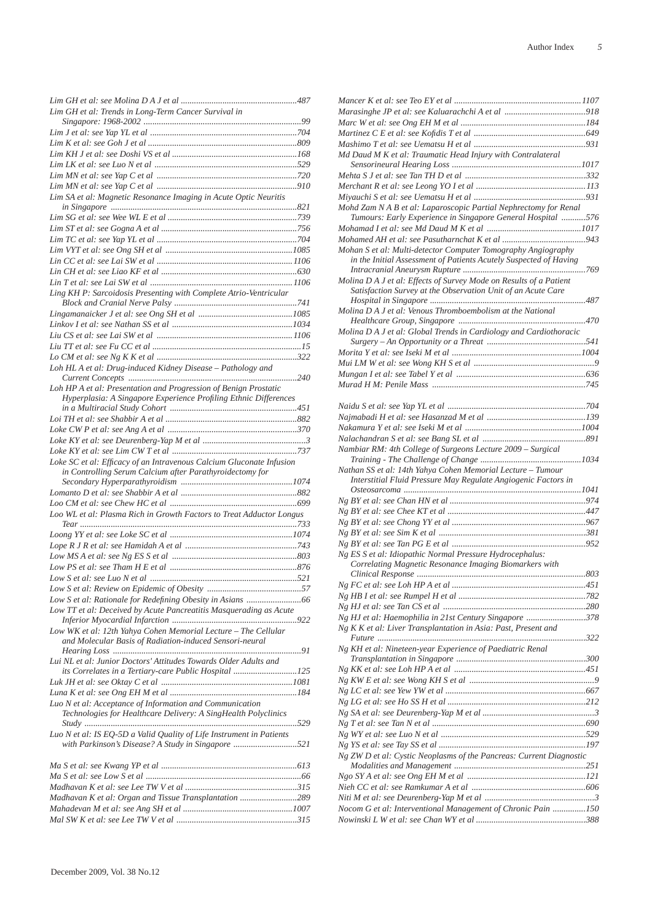*Lim GH et al: see Molina D A J et al* .....487

*Lim GH et al: Trends in Long-Term Cancer Survival in Singapore: 1968-2002* .....99

*Lim J et al: see Yap YL et al* .....704

*Lim K et al: see Goh J et al* .....809

*Lim KH J et al: see Doshi VS et al* .....168

*Lim LK et al: see Luo N et al* .....529

*Lim MN et al: see Yap C et al* .....720

*Lim MN et al: see Yap C et al* .....910

*Lim SA et al: Magnetic Resonance Imaging in Acute Optic Neuritis in Singapore* .....821

*Lim SG et al: see Wee WL E et al* .....739

*Lim ST et al: see Gogna A et al* .....756

*Lim TC et al: see Yap YL et al* .....704

*Lim VYT et al: see Ong SH et al* .....1085

*Lin CC et al: see Lai SW et al* .....1106

*Lin CH et al: see Liao KF et al* .....630

*Lin T et al: see Lai SW et al* .....1106

*Ling KH P: Sarcoidosis Presenting with Complete Atrio-Ventricular Block and Cranial Nerve Palsy* .....741

*Lingamanaicker J et al: see Ong SH et al* .....1085

*Linkov I et al: see Nathan SS et al* .....1034

*Liu CS et al: see Lai SW et al* .....1106

*Liu TT et al: see Fu CC et al* .....15

*Lo CM et al: see Ng K K et al* .....322

*Loh HL A et al: Drug-induced Kidney Disease – Pathology and Current Concepts* .....240

*Loh HP A et al: Presentation and Progression of Benign Prostatic Hyperplasia: A Singapore Experience Profiling Ethnic Differences in a Multiracial Study Cohort* .....451

*Loi TH et al: see Shabbir A et al* .....882

*Loke CW P et al: see Ang A et al* .....370

*Loke KY et al: see Deurenberg-Yap M et al* .....3

*Loke KY et al: see Lim CW T et al* .....737

*Loke SC et al: Efficacy of an Intravenous Calcium Gluconate Infusion in Controlling Serum Calcium after Parathyroidectomy for Secondary Hyperparathyroidism* .....1074

*Lomanto D et al: see Shabbir A et al* .....882

*Loo CM et al: see Chew HC et al* .....699

*Loo WL et al: Plasma Rich in Growth Factors to Treat Adductor Longus Tear* .....733

*Loong YY et al: see Loke SC et al* .....1074

*Lope R J R et al: see Hamidah A et al* .....743

*Low MS A et al: see Ng ES S et al* .....803

*Low PS et al: see Tham H E et al* .....876

*Low S et al: see Luo N et al* .....521

*Low S et al: Review on Epidemic of Obesity* .....57

*Low S et al: Rationale for Redefining Obesity in Asians* .....66

*Low TT et al: Deceived by Acute Pancreatitis Masquerading as Acute Inferior Myocardial Infarction* .....922

*Low WK et al: 12th Yahya Cohen Memorial Lecture – The Cellular and Molecular Basis of Radiation-induced Sensori-neural Hearing Loss* .....91

*Lui NL et al: Junior Doctors' Attitudes Towards Older Adults and its Correlates in a Tertiary-care Public Hospital* .....125

*Luk JH et al: see Oktay C et al* .....1081

*Luna K et al: see Ong EH M et al* .....184

*Luo N et al: Acceptance of Information and Communication Technologies for Healthcare Delivery: A SingHealth Polyclinics Study* .....529

*Luo N et al: IS EQ-5D a Valid Quality of Life Instrument in Patients with Parkinson's Disease? A Study in Singapore* .....521

*Ma S et al: see Kwang YP et al* .....613

*Ma S et al: see Low S et al* .....66

*Madhavan K et al: see Lee TW V et al* .....315

*Madhavan K et al: Organ and Tissue Transplantation* .....289

*Mahadevan M et al: see Ang SH et al* .....1007

*Mal SW K et al: see Lee TW V et al* .....315

*Mancer K et al: see Teo EY et al* .....1107

*Marasinghe JP et al: see Kaluarachchi A et al* .....918

*Marc W et al: see Ong EH M et al* .....184

*Martinez C E et al: see Kofidis T et al* .....649

*Mashimo T et al: see Uematsu H et al* .....931

*Md Daud M K et al: Traumatic Head Injury with Contralateral Sensorineural Hearing Loss* .....1017

*Mehta S J et al: see Tan TH D et al* .....332

*Merchant R et al: see Leong YO I et al* .....113

*Miyauchi S et al: see Uematsu H et al* .....931

*Mohd Zam N A B et al: Laparoscopic Partial Nephrectomy for Renal Tumours: Early Experience in Singapore General Hospital* .....576

*Mohamad I et al: see Md Daud M K et al* .....1017

*Mohamed AH et al: see Pasutharnchat K et al* .....943

*Mohan S et al: Multi-detector Computer Tomography Angiography in the Initial Assessment of Patients Acutely Suspected of Having Intracranial Aneurysm Rupture* .....769

*Molina D A J et al: Effects of Survey Mode on Results of a Patient Satisfaction Survey at the Observation Unit of an Acute Care Hospital in Singapore* .....487

*Molina D A J et al: Venous Thromboembolism at the National Healthcare Group, Singapore* .....470

*Molina D A J et al: Global Trends in Cardiology and Cardiothoracic Surgery – An Opportunity or a Threat* .....541

*Morita Y et al: see Iseki M et al* .....1004

*Mui LM W et al: see Wong KH S et al* .....9

*Mungan I et al: see Tabel Y et al* .....636

*Murad H M: Penile Mass* .....745

*Naidu S et al: see Yap YL et al* .....704

*Najmabadi H et al: see Hasanzad M et al* .....139

*Nakamura Y et al: see Iseki M et al* .....1004

*Nalachandran S et al: see Bang SL et al* .....891

*Nambiar RM: 4th College of Surgeons Lecture 2009 – Surgical Training - The Challenge of Change* .....1034

*Nathan SS et al: 14th Yahya Cohen Memorial Lecture – Tumour Interstitial Fluid Pressure May Regulate Angiogenic Factors in Osteosarcoma* .....1041

*Ng BY et al: see Chan HN et al* .....974

*Ng BY et al: see Chee KT et al* .....447

*Ng BY et al: see Chong YY et al* .....967

*Ng BY et al: see Sim K et al* .....381

*Ng BY et al: see Tan PG E et al* .....952

*Ng ES S et al: Idiopathic Normal Pressure Hydrocephalus: Correlating Magnetic Resonance Imaging Biomarkers with Clinical Response* .....803

*Ng FC et al: see Loh HP A et al* .....451

*Ng HB I et al: see Rumpel H et al* .....782

*Ng HJ et al: see Tan CS et al* .....280

*Ng HJ et al: Haemophilia in 21st Century Singapore* .....378

*Ng K K et al: Liver Transplantation in Asia: Past, Present and Future* .....322

*Ng KH et al: Nineteen-year Experience of Paediatric Renal Transplantation in Singapore* .....300

*Ng KK et al: see Loh HP A et al* .....451

*Ng KW E et al: see Wong KH S et al* .....9

*Ng LC et al: see Yew YW et al* .....667

*Ng LG et al: see Ho SS H et al* .....212

*Ng SA et al: see Deurenberg-Yap M et al* .....3

*Ng T et al: see Tan N et al* .....690

*Ng WY et al: see Luo N et al* .....529

*Ng YS et al: see Tay SS et al* .....197

*Ng ZW D et al: Cystic Neoplasms of the Pancreas: Current Diagnostic Modalities and Management* .....251

*Ngo SY A et al: see Ong EH M et al* .....121

*Nieh CC et al: see Ramkumar A et al* .....606

*Niti M et al: see Deurenberg-Yap M et al* .....3

*Nocom G et al: Interventional Management of Chronic Pain* .....150

*Nowinski L W et al: see Chan WY et al* .....388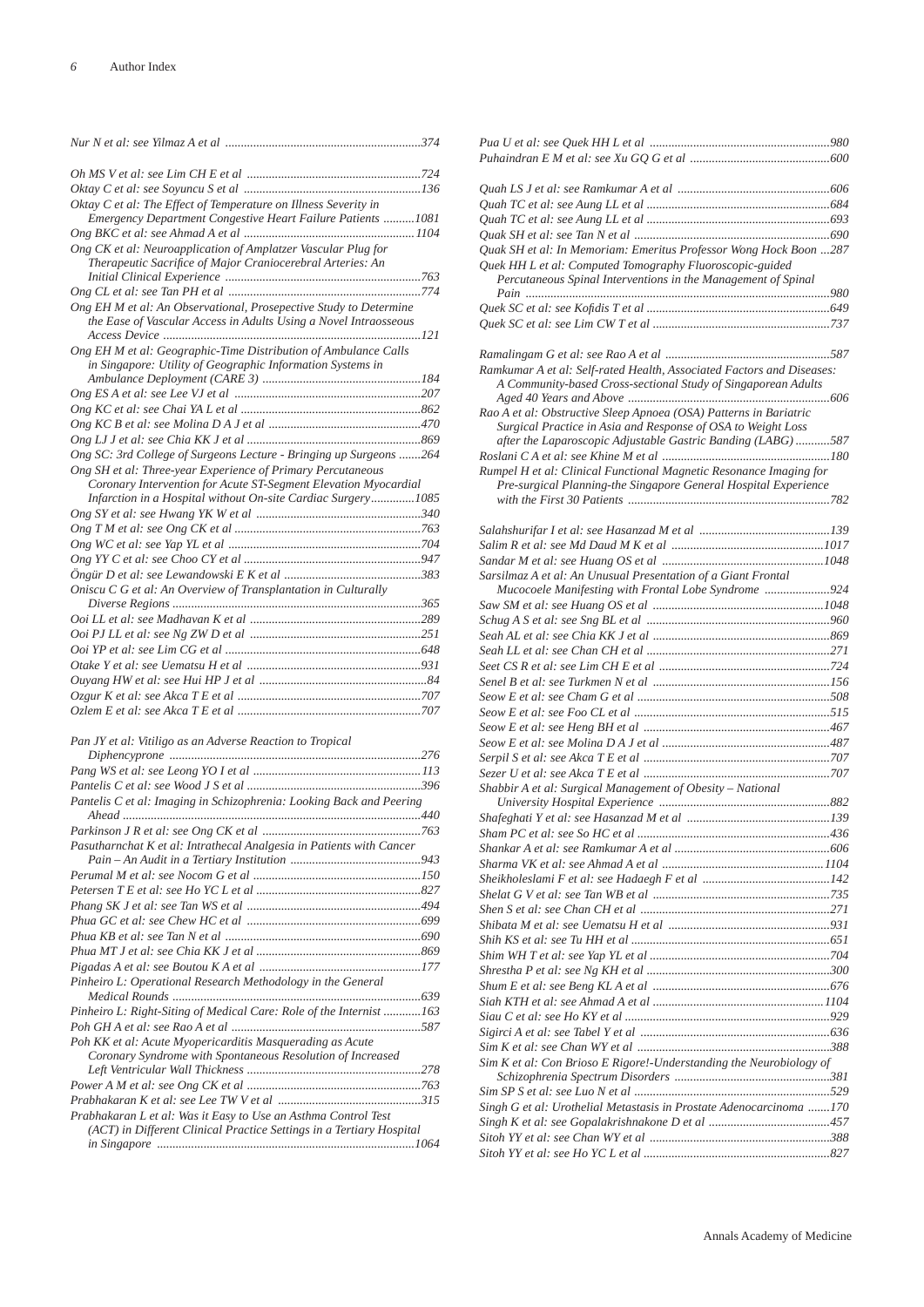*Nur N et al: see Yilmaz A et al* ...............................................................374

*Oh MS V et al: see Lim CH E et al* ........................................................724
*Oktay C et al: see Soyuncu S et al* .........................................................136
*Oktay C et al: The Effect of Temperature on Illness Severity in Emergency Department Congestive Heart Failure Patients* ..........1081
*Ong BKC et al: see Ahmad A et al* .......................................................1104
*Ong CK et al: Neuroapplication of Amplatzer Vascular Plug for Therapeutic Sacrifice of Major Craniocerebral Arteries: An Initial Clinical Experience* ...............................................................763
*Ong CL et al: see Tan PH et al* ..............................................................774
*Ong EH M et al: An Observational, Prosevective Study to Determine the Ease of Vascular Access in Adults Using a Novel Intraosseous Access Device* ...................................................................................121
*Ong EH M et al: Geographic-Time Distribution of Ambulance Calls in Singapore: Utility of Geographic Information Systems in Ambulance Deployment (CARE 3)* ...................................................184
*Ong ES A et al: see Lee VJ et al* ............................................................207
*Ong KC et al: see Chai YA L et al* ..........................................................862
*Ong KC B et al: see Molina D A J et al* ..................................................470
*Ong LJ J et al: see Chia KK J et al* ........................................................869
*Ong SC: 3rd College of Surgeons Lecture - Bringing up Surgeons* .......264
*Ong SH et al: Three-year Experience of Primary Percutaneous Coronary Intervention for Acute ST-Segment Elevation Myocardial Infarction in a Hospital without On-site Cardiac Surgery*..............1085
*Ong SY et al: see Hwang YK W et al* .....................................................340
*Ong T M et al: see Ong CK et al* ............................................................763
*Ong WC et al: see Yap YL et al* ..............................................................704
*Ong YY C et al: see Choo CY et al* .........................................................947
*Öngür D et al: see Lewandowski E K et al* ............................................383
*Oniscu C G et al: An Overview of Transplantation in Culturally Diverse Regions* ................................................................................365
*Ooi LL et al: see Madhavan K et al* .......................................................289
*Ooi PJ LL et al: see Ng ZW D et al* .......................................................251
*Ooi YP et al: see Lim CG et al* ...............................................................648
*Otake Y et al: see Uematsu H et al* .........................................................931
*Ouyang HW et al: see Hui HP J et al* ......................................................84
*Ozgur K et al: see Akca T E et al* ...........................................................707
*Ozlem E et al: see Akca T E et al* ...........................................................707

*Pan JY et al: Vitiligo as an Adverse Reaction to Tropical Diphencyprone* .................................................................................276
*Pang WS et al: see Leong YO I et al* ......................................................113
*Pantelis C et al: see Wood J S et al* ........................................................396
*Pantelis C et al: Imaging in Schizophrenia: Looking Back and Peering Ahead* .................................................................................................440
*Parkinson J R et al: see Ong CK et al* ....................................................763
*Pasutharnchat K et al: Intrathecal Analgesia in Patients with Cancer Pain – An Audit in a Tertiary Institution* ..........................................943
*Perumal M et al: see Nocom G et al* ......................................................150
*Petersen T E et al: see Ho YC L et al* .....................................................827
*Phang SK J et al: see Tan WS et al* ........................................................494
*Phua GC et al: see Chew HC et al* .........................................................699
*Phua KB et al: see Tan N et al* ...............................................................690
*Phua MT J et al: see Chia KK J et al* .....................................................869
*Pigadas A et al: see Boutou K A et al* ....................................................177
*Pinheiro L: Operational Research Methodology in the General Medical Rounds* ................................................................................639
*Pinheiro L: Right-Siting of Medical Care: Role of the Internist* ............163
*Poh GH A et al: see Rao A et al* .............................................................587
*Poh KK et al: Acute Myopericarditis Masquerading as Acute Coronary Syndrome with Spontaneous Resolution of Increased Left Ventricular Wall Thickness* ........................................................278
*Power A M et al: see Ong CK et al* ........................................................763
*Prabhakaran K et al: see Lee TW V et al* ..............................................315
*Prabhakaran L et al: Was it Easy to Use an Asthma Control Test (ACT) in Different Clinical Practice Settings in a Tertiary Hospital in Singapore* ..................................................................................1064

*Pua U et al: see Quek HH L et al* ..........................................................980
*Puhaindran E M et al: see Xu GQ G et al* .............................................600

*Quah LS J et al: see Ramkumar A et al* .................................................606
*Quah TC et al: see Aung LL et al* ...........................................................684
*Quah TC et al: see Aung LL et al* ...........................................................693
*Quak SH et al: see Tan N et al* ...............................................................690
*Quak SH et al: In Memoriam: Emeritus Professor Wong Hock Boon* ...287
*Quek HH L et al: Computed Tomography Fluoroscopic-guided Percutaneous Spinal Interventions in the Management of Spinal Pain* ..................................................................................................980
*Quek SC et al: see Kofidis T et al* ...........................................................649
*Quek SC et al: see Lim CW T et al* .........................................................737

*Ramalingam G et al: see Rao A et al* .....................................................587
*Ramkumar A et al: Self-rated Health, Associated Factors and Diseases: A Community-based Cross-sectional Study of Singaporean Adults Aged 40 Years and Above* ..................................................................606
*Rao A et al: Obstructive Sleep Apnoea (OSA) Patterns in Bariatric Surgical Practice in Asia and Response of OSA to Weight Loss after the Laparoscopic Adjustable Gastric Banding (LABG)* ...........587
*Roslani C A et al: see Khine M et al* ......................................................180
*Rumpel H et al: Clinical Functional Magnetic Resonance Imaging for Pre-surgical Planning-the Singapore General Hospital Experience with the First 30 Patients* .................................................................782

*Salahshurifar I et al: see Hasanzad M et al* ...........................................139
*Salim R et al: see Md Daud M K et al* ..................................................1017
*Sandar M et al: see Huang OS et al* ....................................................1048
*Sarsilmaz A et al: An Unusual Presentation of a Giant Frontal Mucocoele Manifesting with Frontal Lobe Syndrome* .....................924
*Saw SM et al: see Huang OS et al* .......................................................1048
*Schug A S et al: see Sng BL et al* ...........................................................960
*Seah AL et al: see Chia KK J et al* .........................................................869
*Seah LL et al: see Chan CH et al* ...........................................................271
*Seet CS R et al: see Lim CH E et al* .......................................................724
*Senel B et al: see Turkmen N et al* .........................................................156
*Seow E et al: see Cham G et al* ..............................................................508
*Seow E et al: see Foo CL et al* ...............................................................515
*Seow E et al: see Heng BH et al* ............................................................467
*Seow E et al: see Molina D A J et al* ......................................................487
*Serpil S et al: see Akca T E et al* ............................................................707
*Sezer U et al: see Akca T E et al* ............................................................707
*Shabbir A et al: Surgical Management of Obesity – National University Hospital Experience* .......................................................882
*Shafeghati Y et al: see Hasanzad M et al* ..............................................139
*Sham PC et al: see So HC et al* ..............................................................436
*Shankar A et al: see Ramkumar A et al* ..................................................606
*Sharma VK et al: see Ahmad A et al* ....................................................1104
*Sheikholeslami F et al: see Hadaegh F et al* .........................................142
*Shelat G V et al: see Tan WB et al* .........................................................735
*Shen S et al: see Chan CH et al* .............................................................271
*Shibata M et al: see Uematsu H et al* ....................................................931
*Shih KS et al: see Tu HH et al* ................................................................651
*Shim WH T et al: see Yap YL et al* ..........................................................704
*Shrestha P et al: see Ng KH et al* ...........................................................300
*Shum E et al: see Beng KL A et al* .........................................................676
*Siah KTH et al: see Ahmad A et al* .......................................................1104
*Siau C et al: see Ho KY et al* ..................................................................929
*Sigirci A et al: see Tabel Y et al* .............................................................636
*Sim K et al: see Chan WY et al* ..............................................................388
*Sim K et al: Con Brioso E Rigore!-Understanding the Neurobiology of Schizophrenia Spectrum Disorders* .................................................381
*Sim SP S et al: see Luo N et al* ...............................................................529
*Singh G et al: Urothelial Metastasis in Prostate Adenocarcinoma* .......170
*Singh K et al: see Gopalakrishnakone D et al* .......................................457
*Sitoh YY et al: see Chan WY et al* ..........................................................388
*Sitoh YY et al: see Ho YC L et al* ...........................................................827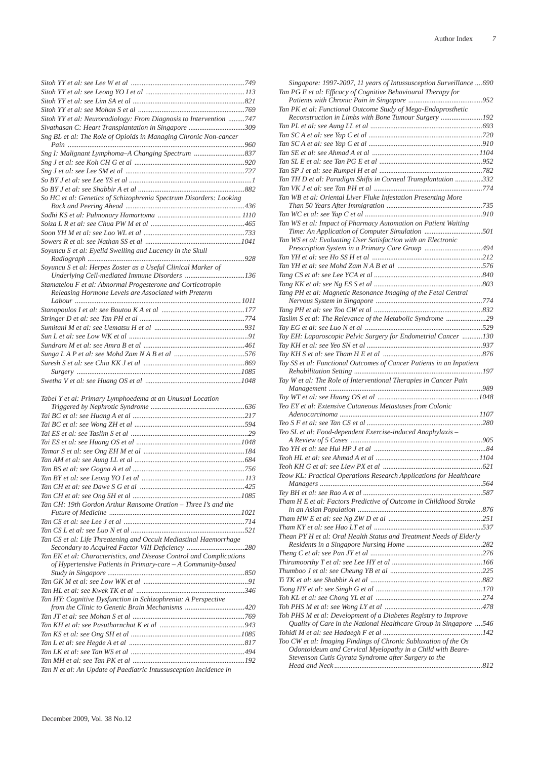*Sitoh YY et al: see Lee W et al* ...749
*Sitoh YY et al: see Leong YO I et al* ...113
*Sitoh YY et al: see Lim SA et al* ...821
*Sitoh YY et al: see Mohan S et al* ...769
*Sitoh YY et al: Neuroradiology: From Diagnosis to Intervention* ...747
*Sivathasan C: Heart Transplantation in Singapore* ...309
*Sng BL et al: The Role of Opioids in Managing Chronic Non-cancer Pain* ...960
*Sng I: Malignant Lymphoma–A Changing Spectrum* ...837
*Sng J et al: see Koh CH G et al* ...920
*Sng J et al: see Lee SM et al* ...727
*So BY J et al: see Lee YS et al* ...1
*So BY J et al: see Shabbir A et al* ...882
*So HC et al: Genetics of Schizophrenia Spectrum Disorders: Looking Back and Peering Ahead* ...436
*Sodhi KS et al: Pulmonary Hamartoma* ...1110
*Soiza L R et al: see Chua PW M et al* ...465
*Soon YH M et al: see Loo WL et al* ...733
*Sowers R et al: see Nathan SS et al* ...1041
*Soyuncu S et al: Eyelid Swelling and Lucency in the Skull Radiograph* ...928
*Soyuncu S et al: Herpes Zoster as a Useful Clinical Marker of Underlying Cell-mediated Immune Disorders* ...136
*Stamatelou F et al: Abnormal Progesterone and Corticotropin Releasing Hormone Levels are Associated with Preterm Labour* ...1011
*Stanopoulos I et al: see Boutou K A et al* ...177
*Stringer D et al: see Tan PH et al* ...774
*Sumitani M et al: see Uematsu H et al* ...931
*Sun L et al: see Low WK et al* ...91
*Sundram M et al: see Amra B et al* ...461
*Sunga L A P et al: see Mohd Zam N A B et al* ...576
*Suresh S et al: see Chia KK J et al* ...869
*Surgery* ...1085
*Swetha V et al: see Huang OS et al* ...1048

*Tabel Y et al: Primary Lymphoedema at an Unusual Location Triggered by Nephrotic Syndrome* ...636
*Tai BC et al: see Huang A et al* ...217
*Tai BC et al: see Wong ZH et al* ...594
*Tai ES et al: see Taslim S et al* ...29
*Tai ES et al: see Huang OS et al* ...1048
*Tamar S et al: see Ong EH M et al* ...184
*Tan AM et al: see Aung LL et al* ...684
*Tan BS et al: see Gogna A et al* ...756
*Tan BY et al: see Leong YO I et al* ...113
*Tan CH et al: see Dawe S G et al* ...425
*Tan CH et al: see Ong SH et al* ...1085
*Tan CH: 19th Gordon Arthur Ransome Oration – Three I's and the Future of Medicine* ...1021
*Tan CS et al: see Lee J et al* ...714
*Tan CS L et al: see Luo N et al* ...521
*Tan CS et al: Life Threatening and Occult Mediastinal Haemorrhage Secondary to Acquired Factor VIII Deficiency* ...280
*Tan EK et al: Characteristics, and Disease Control and Complications of Hypertensive Patients in Primary-care – A Community-based Study in Singapore* ...850
*Tan GK M et al: see Low WK et al* ...91
*Tan HL et al: see Kwek TK et al* ...346
*Tan HY: Cognitive Dysfunction in Schizophrenia: A Perspective from the Clinic to Genetic Brain Mechanisms* ...420
*Tan JT et al: see Mohan S et al* ...769
*Tan KH et al: see Pasutharnchat K et al* ...943
*Tan KS et al: see Ong SH et al* ...1085
*Tan L et al: see Hegde A et al* ...817
*Tan LK et al: see Tan WS et al* ...494
*Tan MH et al: see Tan PK et al* ...192
*Tan N et al: An Update of Paediatric Intussusception Incidence in Singapore: 1997-2007, 11 years of Intussusception Surveillance* ...690
*Tan PG E et al: Efficacy of Cognitive Behavioural Therapy for Patients with Chronic Pain in Singapore* ...952
*Tan PK et al: Functional Outcome Study of Mega-Endoprosthetic Reconstruction in Limbs with Bone Tumour Surgery* ...192
*Tan PL et al: see Aung LL et al* ...693
*Tan SC A et al: see Yap C et al* ...720
*Tan SC A et al: see Yap C et al* ...910
*Tan SE et al: see Ahmad A et al* ...1104
*Tan SL E et al: see Tan PG E et al* ...952
*Tan SP J et al: see Rumpel H et al* ...782
*Tan TH D et al: Paradigm Shifts in Corneal Transplantation* ...332
*Tan VK J et al: see Tan PH et al* ...774
*Tan WB et al: Oriental Liver Fluke Infestation Presenting More Than 50 Years After Immigration* ...735
*Tan WC et al: see Yap C et al* ...910
*Tan WS et al: Impact of Pharmacy Automation on Patient Waiting Time: An Application of Computer Simulation* ...501
*Tan WS et al: Evaluating User Satisfaction with an Electronic Prescription System in a Primary Care Group* ...494
*Tan YH et al: see Ho SS H et al* ...212
*Tan YH et al: see Mohd Zam N A B et al* ...576
*Tang CS et al: see Lee YCA et al* ...840
*Tang KK et al: see Ng ES S et al* ...803
*Tang PH et al: Magnetic Resonance Imaging of the Fetal Central Nervous System in Singapore* ...774
*Tang PH et al: see Too CW et al* ...832
*Taslim S et al: The Relevance of the Metabolic Syndrome* ...29
*Tay EG et al: see Luo N et al* ...529
*Tay EH: Laparoscopic Pelvic Surgery for Endometrial Cancer* ...130
*Tay KH et al: see Yeo SN et al* ...937
*Tay KH S et al: see Tham H E et al* ...876
*Tay SS et al: Functional Outcomes of Cancer Patients in an Inpatient Rehabilitation Setting* ...197
*Tay W et al: The Role of Interventional Therapies in Cancer Pain Management* ...989
*Tay WT et al: see Huang OS et al* ...1048
*Teo EY et al: Extensive Cutaneous Metastases from Colonic Adenocarcinoma* ...1107
*Teo S F et al: see Tan CS et al* ...280
*Teo SL et al: Food-dependent Exercise-induced Anaphylaxis – A Review of 5 Cases* ...905
*Teo YH et al: see Hui HP J et al* ...84
*Teoh HL et al: see Ahmad A et al* ...1104
*Teoh KH G et al: see Liew PX et al* ...621
*Teow KL: Practical Operations Research Applications for Healthcare Managers* ...564
*Tey BH et al: see Rao A et al* ...587
*Tham H E et al: Factors Predictive of Outcome in Childhood Stroke in an Asian Population* ...876
*Tham HW E et al: see Ng ZW D et al* ...251
*Tham KY et al: see Hao LT et al* ...537
*Thean PY H et al: Oral Health Status and Treatment Needs of Elderly Residents in a Singapore Nursing Home* ...282
*Theng C et al: see Pan JY et al* ...276
*Thirumoorthy T et al: see Lee HY et al* ...166
*Thumboo J et al: see Cheung YB et al* ...225
*Ti TK et al: see Shabbir A et al* ...882
*Tiong HY et al: see Singh G et al* ...170
*Toh KL et al: see Chong YL et al* ...274
*Toh PHS M et al: see Wong LY et al* ...478
*Toh PHS M et al: Development of a Diabetes Registry to Improve Quality of Care in the National Healthcare Group in Singapore* ...546
*Tohidi M et al: see Hadaegh F et al* ...142
*Too CW et al: Imaging Findings of Chronic Subluxation of the Os Odontoideum and Cervical Myelopathy in a Child with Beare-Stevenson Cutis Gyrata Syndrome after Surgery to the Head and Neck* ...812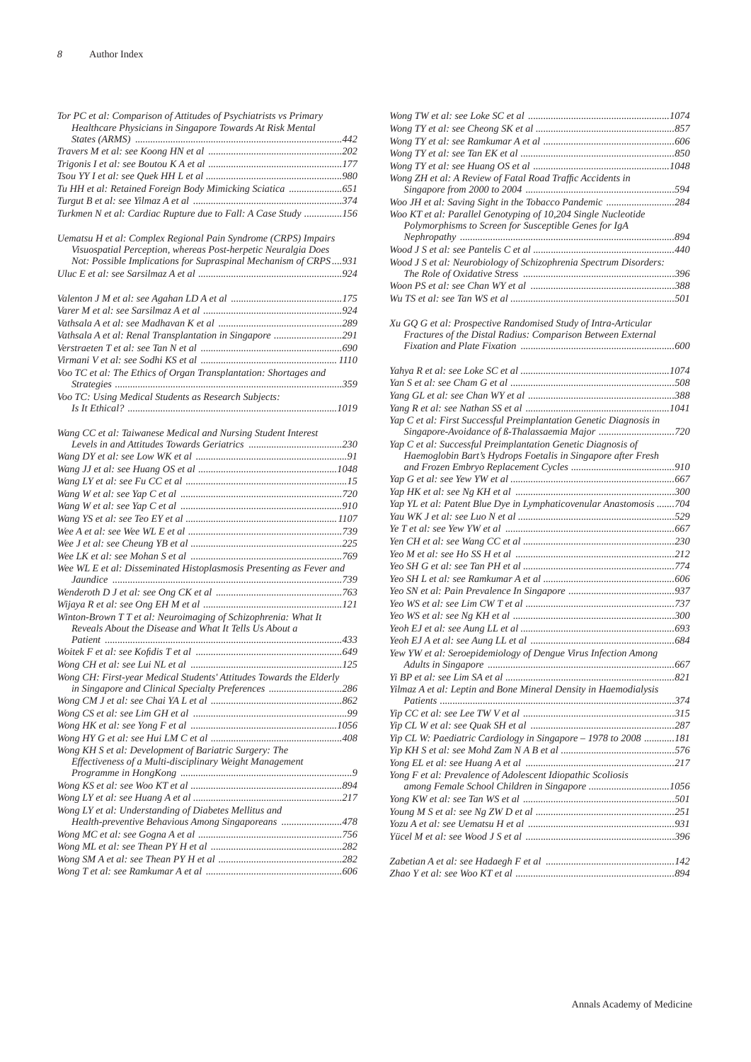*Tor PC et al: Comparison of Attitudes of Psychiatrists vs Primary Healthcare Physicians in Singapore Towards At Risk Mental States (ARMS) ....442*
*Travers M et al: see Koong HN et al ....202*
*Trigonis I et al: see Boutou K A et al ....177*
*Tsou YY I et al: see Quek HH L et al ....980*
*Tu HH et al: Retained Foreign Body Mimicking Sciatica ....651*
*Turgut B et al: see Yilmaz A et al ....374*
*Turkmen N et al: Cardiac Rupture due to Fall: A Case Study ....156*

*Uematsu H et al: Complex Regional Pain Syndrome (CRPS) Impairs Visuospatial Perception, whereas Post-herpetic Neuralgia Does Not: Possible Implications for Supraspinal Mechanism of CRPS....931*
*Uluc E et al: see Sarsilmaz A et al ....924*

*Valenton J M et al: see Agahan LD A et al ....175*
*Varer M et al: see Sarsilmaz A et al ....924*
*Vathsala A et al: see Madhavan K et al ....289*
*Vathsala A et al: Renal Transplantation in Singapore ....291*
*Verstraeten T et al: see Tan N et al ....690*
*Virmani V et al: see Sodhi KS et al ....1110*
*Voo TC et al: The Ethics of Organ Transplantation: Shortages and Strategies ....359*
*Voo TC: Using Medical Students as Research Subjects: Is It Ethical? ....1019*

*Wang CC et al: Taiwanese Medical and Nursing Student Interest Levels in and Attitudes Towards Geriatrics ....230*
*Wang DY et al: see Low WK et al ....91*
*Wang JJ et al: see Huang OS et al ....1048*
*Wang LY et al: see Fu CC et al ....15*
*Wang W et al: see Yap C et al ....720*
*Wang W et al: see Yap C et al ....910*
*Wang YS et al: see Teo EY et al ....1107*
*Wee A et al: see Wee WL E et al ....739*
*Wee J et al: see Cheung YB et al ....225*
*Wee LK et al: see Mohan S et al ....769*
*Wee WL E et al: Disseminated Histoplasmosis Presenting as Fever and Jaundice ....739*
*Wenderoth D J et al: see Ong CK et al ....763*
*Wijaya R et al: see Ong EH M et al ....121*
*Winton-Brown T T et al: Neuroimaging of Schizophrenia: What It Reveals About the Disease and What It Tells Us About a Patient ....433*
*Woitek F et al: see Kofidis T et al ....649*
*Wong CH et al: see Lui NL et al ....125*
*Wong CH: First-year Medical Students' Attitudes Towards the Elderly in Singapore and Clinical Specialty Preferences ....286*
*Wong CM J et al: see Chai YA L et al ....862*
*Wong CS et al: see Lim GH et al ....99*
*Wong HK et al: see Yong F et al ....1056*
*Wong HY G et al: see Hui LM C et al ....408*
*Wong KH S et al: Development of Bariatric Surgery: The Effectiveness of a Multi-disciplinary Weight Management Programme in HongKong ....9*
*Wong KS et al: see Woo KT et al ....894*
*Wong LY et al: see Huang A et al ....217*
*Wong LY et al: Understanding of Diabetes Mellitus and Health-preventive Behavious Among Singaporeans ....478*
*Wong MC et al: see Gogna A et al ....756*
*Wong ML et al: see Thean PY H et al ....282*
*Wong SM A et al: see Thean PY H et al ....282*
*Wong T et al: see Ramkumar A et al ....606*
*Wong TW et al: see Loke SC et al ....1074*
*Wong TY et al: see Cheong SK et al ....857*
*Wong TY et al: see Ramkumar A et al ....606*
*Wong TY et al: see Tan EK et al ....850*
*Wong TY et al: see Huang OS et al ....1048*
*Wong ZH et al: A Review of Fatal Road Traffic Accidents in Singapore from 2000 to 2004 ....594*
*Woo JH et al: Saving Sight in the Tobacco Pandemic ....284*
*Woo KT et al: Parallel Genotyping of 10,204 Single Nucleotide Polymorphisms to Screen for Susceptible Genes for IgA Nephropathy ....894*
*Wood J S et al: see Pantelis C et al ....440*
*Wood J S et al: Neurobiology of Schizophrenia Spectrum Disorders: The Role of Oxidative Stress ....396*
*Woon PS et al: see Chan WY et al ....388*
*Wu TS et al: see Tan WS et al ....501*

*Xu GQ G et al: Prospective Randomised Study of Intra-Articular Fractures of the Distal Radius: Comparison Between External Fixation and Plate Fixation ....600*

*Yahya R et al: see Loke SC et al ....1074*
*Yan S et al: see Cham G et al ....508*
*Yang GL et al: see Chan WY et al ....388*
*Yang R et al: see Nathan SS et al ....1041*
*Yap C et al: First Successful Preimplantation Genetic Diagnosis in Singapore-Avoidance of ß-Thalassaemia Major ....720*
*Yap C et al: Successful Preimplantation Genetic Diagnosis of Haemoglobin Bart's Hydrops Foetalis in Singapore after Fresh and Frozen Embryo Replacement Cycles ....910*
*Yap G et al: see Yew YW et al ....667*
*Yap HK et al: see Ng KH et al ....300*
*Yap YL et al: Patent Blue Dye in Lymphaticovenular Anastomosis ....704*
*Yau WK J et al: see Luo N et al ....529*
*Ye T et al: see Yew YW et al ....667*
*Yen CH et al: see Wang CC et al ....230*
*Yeo M et al: see Ho SS H et al ....212*
*Yeo SH G et al: see Tan PH et al ....774*
*Yeo SH L et al: see Ramkumar A et al ....606*
*Yeo SN et al: Pain Prevalence In Singapore ....937*
*Yeo WS et al: see Lim CW T et al ....737*
*Yeo WS et al: see Ng KH et al ....300*
*Yeoh EJ et al: see Aung LL et al ....693*
*Yeoh EJ A et al: see Aung LL et al ....684*
*Yew YW et al: Seroepidemiology of Dengue Virus Infection Among Adults in Singapore ....667*
*Yi BP et al: see Lim SA et al ....821*
*Yilmaz A et al: Leptin and Bone Mineral Density in Haemodialysis Patients ....374*
*Yip CC et al: see Lee TW V et al ....315*
*Yip CL W et al: see Quak SH et al ....287*
*Yip CL W: Paediatric Cardiology in Singapore – 1978 to 2008 ....181*
*Yip KH S et al: see Mohd Zam N A B et al ....576*
*Yong EL et al: see Huang A et al ....217*
*Yong F et al: Prevalence of Adolescent Idiopathic Scoliosis among Female School Children in Singapore ....1056*
*Yong KW et al: see Tan WS et al ....501*
*Young M S et al: see Ng ZW D et al ....251*
*Yozu A et al: see Uematsu H et al ....931*
*Yücel M et al: see Wood J S et al ....396*

*Zabetian A et al: see Hadaegh F et al ....142*
*Zhao Y et al: see Woo KT et al ....894*